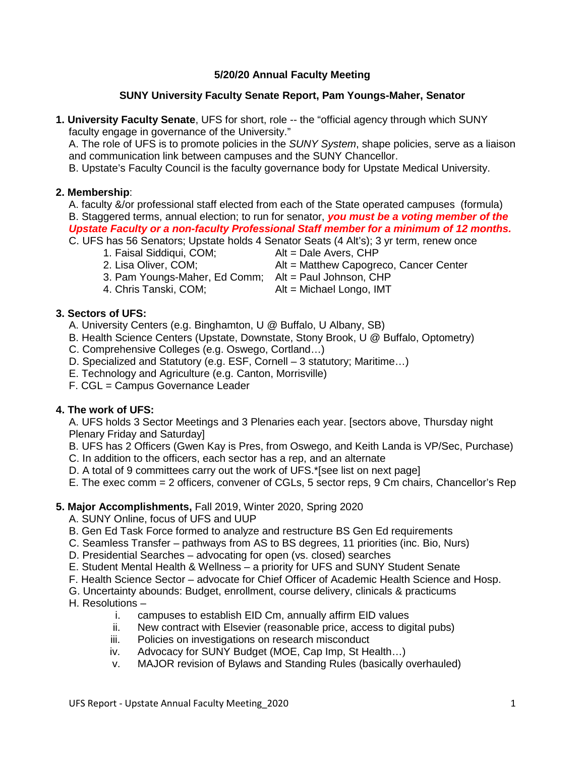**5/20/20 Annual Faculty Meeting**

**SUNY University Faculty Senate Report, Pam Youngs-Maher, Senator**

1. **University Faculty Senate**, UFS for short, role -- the "official agency through which SUNY faculty engage in governance of the University."
   A. The role of UFS is to promote policies in the *SUNY System*, shape policies, serve as a liaison and communication link between campuses and the SUNY Chancellor.
   B. Upstate's Faculty Council is the faculty governance body for Upstate Medical University.

2. **Membership**:
   A. faculty &/or professional staff elected from each of the State operated campuses (formula)
   B. Staggered terms, annual election; to run for senator, ***you must be a voting member of the Upstate Faculty or a non-faculty Professional Staff member for a minimum of 12 months.***
   C. UFS has 56 Senators; Upstate holds 4 Senator Seats (4 Alt's); 3 yr term, renew once
      1. Faisal Siddiqui, COM; Alt = Dale Avers, CHP
      2. Lisa Oliver, COM; Alt = Matthew Capogreco, Cancer Center
      3. Pam Youngs-Maher, Ed Comm; Alt = Paul Johnson, CHP
      4. Chris Tanski, COM; Alt = Michael Longo, IMT

3. **Sectors of UFS:**
   A. University Centers (e.g. Binghamton, U @ Buffalo, U Albany, SB)
   B. Health Science Centers (Upstate, Downstate, Stony Brook, U @ Buffalo, Optometry)
   C. Comprehensive Colleges (e.g. Oswego, Cortland…)
   D. Specialized and Statutory (e.g. ESF, Cornell – 3 statutory; Maritime…)
   E. Technology and Agriculture (e.g. Canton, Morrisville)
   F. CGL = Campus Governance Leader

4. **The work of UFS:**
   A. UFS holds 3 Sector Meetings and 3 Plenaries each year. [sectors above, Thursday night Plenary Friday and Saturday]
   B. UFS has 2 Officers (Gwen Kay is Pres, from Oswego, and Keith Landa is VP/Sec, Purchase)
   C. In addition to the officers, each sector has a rep, and an alternate
   D. A total of 9 committees carry out the work of UFS.*[see list on next page]
   E. The exec comm = 2 officers, convener of CGLs, 5 sector reps, 9 Cm chairs, Chancellor's Rep

5. **Major Accomplishments,** Fall 2019, Winter 2020, Spring 2020
   A. SUNY Online, focus of UFS and UUP
   B. Gen Ed Task Force formed to analyze and restructure BS Gen Ed requirements
   C. Seamless Transfer – pathways from AS to BS degrees, 11 priorities (inc. Bio, Nurs)
   D. Presidential Searches – advocating for open (vs. closed) searches
   E. Student Mental Health & Wellness – a priority for UFS and SUNY Student Senate
   F. Health Science Sector – advocate for Chief Officer of Academic Health Science and Hosp.
   G. Uncertainty abounds: Budget, enrollment, course delivery, clinicals & practicums
   H. Resolutions –
      i. campuses to establish EID Cm, annually affirm EID values
      ii. New contract with Elsevier (reasonable price, access to digital pubs)
      iii. Policies on investigations on research misconduct
      iv. Advocacy for SUNY Budget (MOE, Cap Imp, St Health…)
      v. MAJOR revision of Bylaws and Standing Rules (basically overhauled)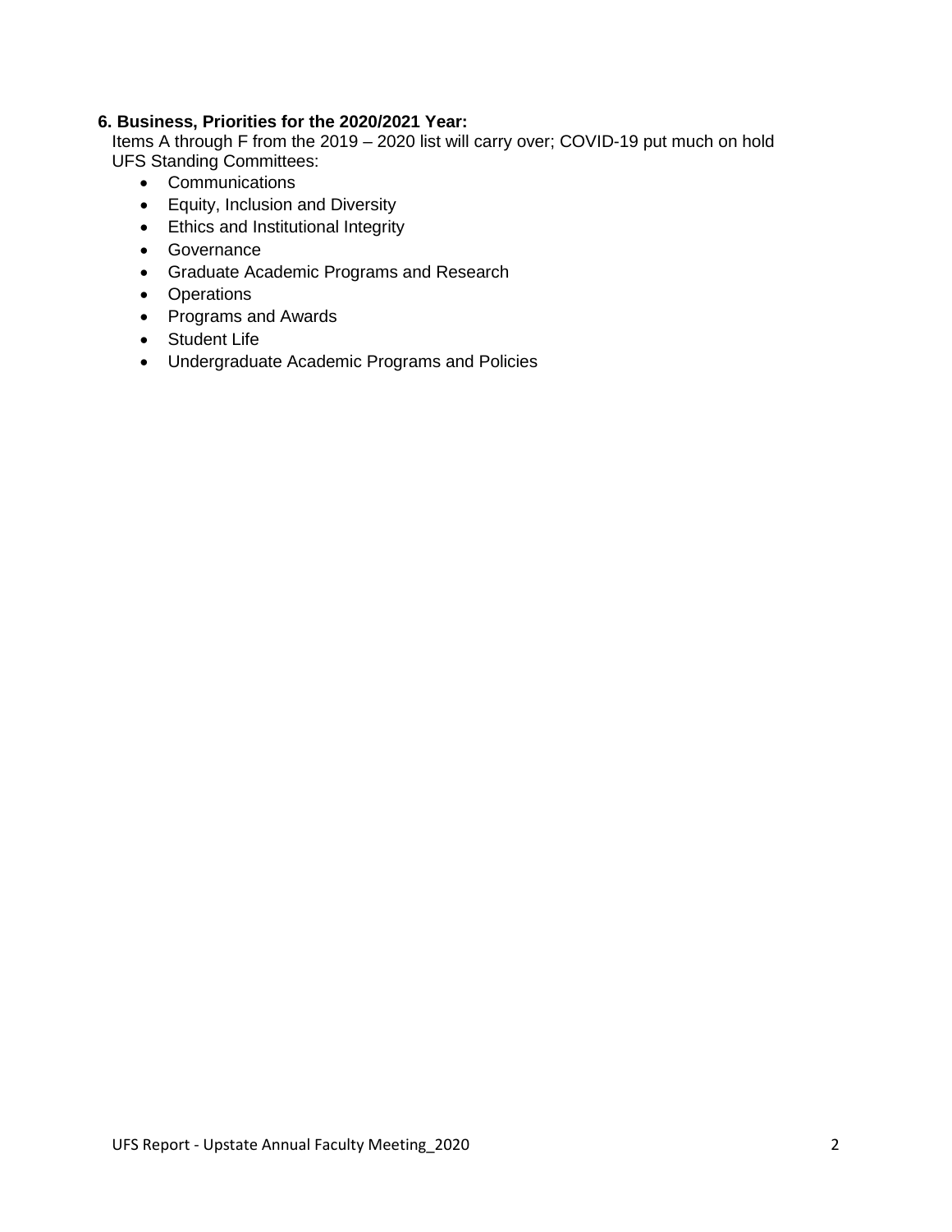**6. Business, Priorities for the 2020/2021 Year:**

Items A through F from the 2019 – 2020 list will carry over; COVID-19 put much on hold

UFS Standing Committees:

- Communications
- Equity, Inclusion and Diversity
- Ethics and Institutional Integrity
- Governance
- Graduate Academic Programs and Research
- Operations
- Programs and Awards
- Student Life
- Undergraduate Academic Programs and Policies